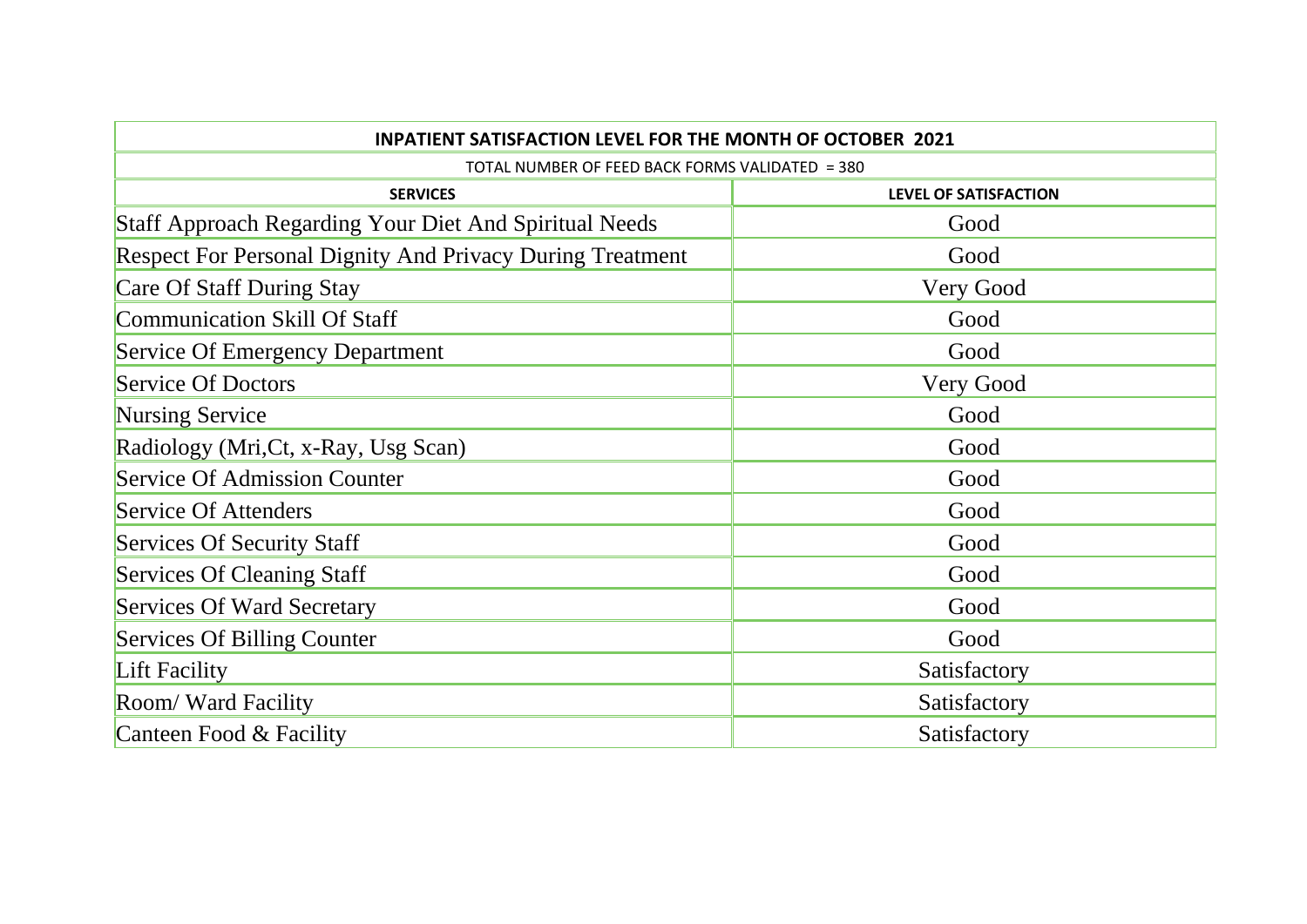| INPATIENT SATISFACTION LEVEL FOR THE MONTH OF OCTOBER 2021 | |
|---|---|
| TOTAL NUMBER OF FEED BACK FORMS VALIDATED = 380 | |
| **SERVICES** | **LEVEL OF SATISFACTION** |
| Staff Approach Regarding Your Diet And Spiritual Needs | Good |
| Respect For Personal Dignity And Privacy During Treatment | Good |
| Care Of Staff During Stay | Very Good |
| Communication Skill Of Staff | Good |
| Service Of Emergency Department | Good |
| Service Of Doctors | Very Good |
| Nursing Service | Good |
| Radiology (Mri,Ct, x-Ray, Usg Scan) | Good |
| Service Of Admission Counter | Good |
| Service Of Attenders | Good |
| Services Of Security Staff | Good |
| Services Of Cleaning Staff | Good |
| Services Of Ward Secretary | Good |
| Services Of Billing Counter | Good |
| Lift Facility | Satisfactory |
| Room/ Ward Facility | Satisfactory |
| Canteen Food & Facility | Satisfactory |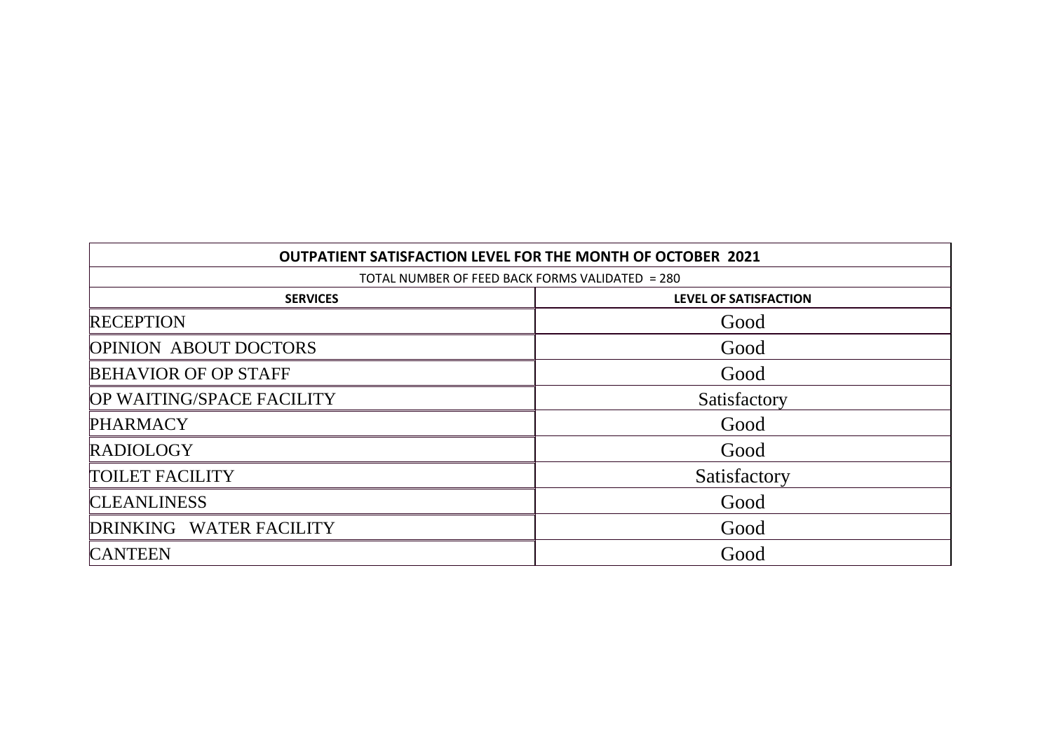| OUTPATIENT SATISFACTION LEVEL FOR THE MONTH OF OCTOBER 2021 | |
|---|---|
| TOTAL NUMBER OF FEED BACK FORMS VALIDATED = 280 | |
| **SERVICES** | **LEVEL OF SATISFACTION** |
| RECEPTION | Good |
| OPINION ABOUT DOCTORS | Good |
| BEHAVIOR OF OP STAFF | Good |
| OP WAITING/SPACE FACILITY | Satisfactory |
| PHARMACY | Good |
| RADIOLOGY | Good |
| TOILET FACILITY | Satisfactory |
| CLEANLINESS | Good |
| DRINKING WATER FACILITY | Good |
| CANTEEN | Good |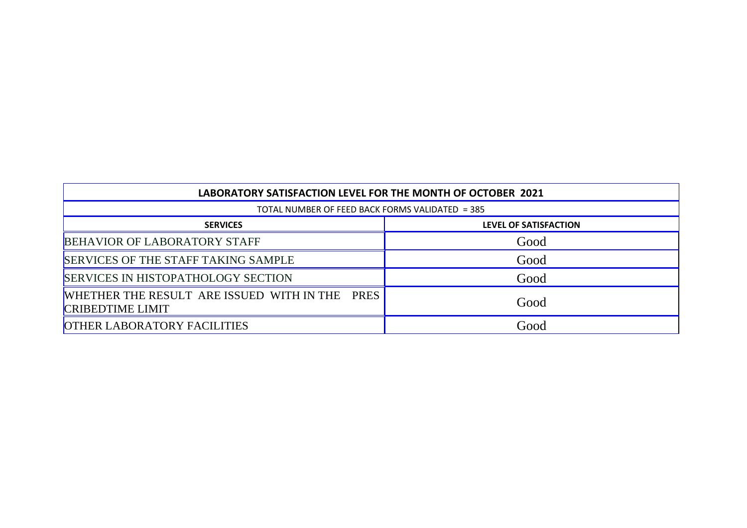| LABORATORY SATISFACTION LEVEL FOR THE MONTH OF OCTOBER 2021 | |
|---|---|
| TOTAL NUMBER OF FEED BACK FORMS VALIDATED = 385 | |
| **SERVICES** | **LEVEL OF SATISFACTION** |
| BEHAVIOR OF LABORATORY STAFF | Good |
| SERVICES OF THE STAFF TAKING SAMPLE | Good |
| SERVICES IN HISTOPATHOLOGY SECTION | Good |
| WHETHER THE RESULT ARE ISSUED WITH IN THE PRES CRIBEDTIME LIMIT | Good |
| OTHER LABORATORY FACILITIES | Good |